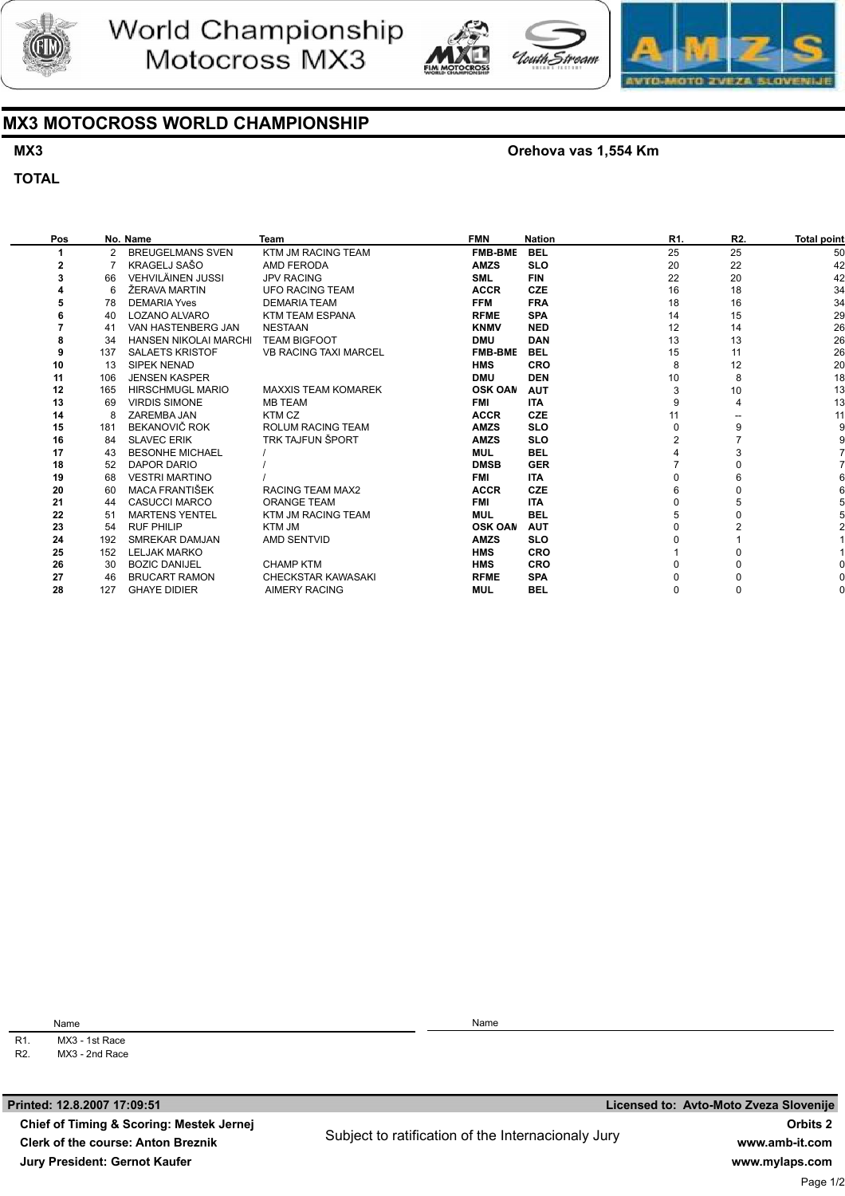# World Championship Motocross MX3

## MX3 MOTOCROSS WORLD CHAMPIONSHIP

**MX3** — **Orehova vas 1,554 Km**

**TOTAL**

| Pos | No. | Name | Team | FMN | Nation | R1. | R2. | Total point |
|---|---|---|---|---|---|---|---|---|
| 1 | 2 | BREUGELMANS SVEN | KTM JM RACING TEAM | FMB-BME | BEL | 25 | 25 | 50 |
| 2 | 7 | KRAGELJ SAŠO | AMD FERODA | AMZS | SLO | 20 | 22 | 42 |
| 3 | 66 | VEHVILÄINEN JUSSI | JPV RACING | SML | FIN | 22 | 20 | 42 |
| 4 | 6 | ŽERAVA MARTIN | UFO RACING TEAM | ACCR | CZE | 16 | 18 | 34 |
| 5 | 78 | DEMARIA Yves | DEMARIA TEAM | FFM | FRA | 18 | 16 | 34 |
| 6 | 40 | LOZANO ALVARO | KTM TEAM ESPANA | RFME | SPA | 14 | 15 | 29 |
| 7 | 41 | VAN HASTENBERG JAN | NESTAAN | KNMV | NED | 12 | 14 | 26 |
| 8 | 34 | HANSEN NIKOLAI MARCHI | TEAM BIGFOOT | DMU | DAN | 13 | 13 | 26 |
| 9 | 137 | SALAETS KRISTOF | VB RACING TAXI MARCEL | FMB-BME | BEL | 15 | 11 | 26 |
| 10 | 13 | SIPEK NENAD | | HMS | CRO | 8 | 12 | 20 |
| 11 | 106 | JENSEN KASPER | | DMU | DEN | 10 | 8 | 18 |
| 12 | 165 | HIRSCHMUGL MARIO | MAXXIS TEAM KOMAREK | OSK OAM | AUT | 3 | 10 | 13 |
| 13 | 69 | VIRDIS SIMONE | MB TEAM | FMI | ITA | 9 | 4 | 13 |
| 14 | 8 | ZAREMBA JAN | KTM CZ | ACCR | CZE | 11 | -- | 11 |
| 15 | 181 | BEKANOVIČ ROK | ROLUM RACING TEAM | AMZS | SLO | 0 | 9 | 9 |
| 16 | 84 | SLAVEC ERIK | TRK TAJFUN ŠPORT | AMZS | SLO | 2 | 7 | 9 |
| 17 | 43 | BESONHE MICHAEL | / | MUL | BEL | 4 | 3 | 7 |
| 18 | 52 | DAPOR DARIO | / | DMSB | GER | 7 | 0 | 7 |
| 19 | 68 | VESTRI MARTINO | / | FMI | ITA | 0 | 6 | 6 |
| 20 | 60 | MACA FRANTIŠEK | RACING TEAM MAX2 | ACCR | CZE | 6 | 0 | 6 |
| 21 | 44 | CASUCCI MARCO | ORANGE TEAM | FMI | ITA | 0 | 5 | 5 |
| 22 | 51 | MARTENS YENTEL | KTM JM RACING TEAM | MUL | BEL | 5 | 0 | 5 |
| 23 | 54 | RUF PHILIP | KTM JM | OSK OAM | AUT | 0 | 2 | 2 |
| 24 | 192 | SMREKAR DAMJAN | AMD SENTVID | AMZS | SLO | 0 | 1 | 1 |
| 25 | 152 | LELJAK MARKO | | HMS | CRO | 1 | 0 | 1 |
| 26 | 30 | BOZIC DANIJEL | CHAMP KTM | HMS | CRO | 0 | 0 | 0 |
| 27 | 46 | BRUCART RAMON | CHECKSTAR KAWASAKI | RFME | SPA | 0 | 0 | 0 |
| 28 | 127 | GHAYE DIDIER | AIMERY RACING | MUL | BEL | 0 | 0 | 0 |

| | Name |
|---|---|
| R1. | MX3 - 1st Race |
| R2. | MX3 - 2nd Race |

Name

**Printed: 12.8.2007 17:09:51** — **Licensed to: Avto-Moto Zveza Slovenije**

**Chief of Timing & Scoring: Mestek Jernej**
**Clerk of the course: Anton Breznik**
**Jury President: Gernot Kaufer**

Subject to ratification of the Internacionaly Jury

**Orbits 2**
**www.amb-it.com**
**www.mylaps.com**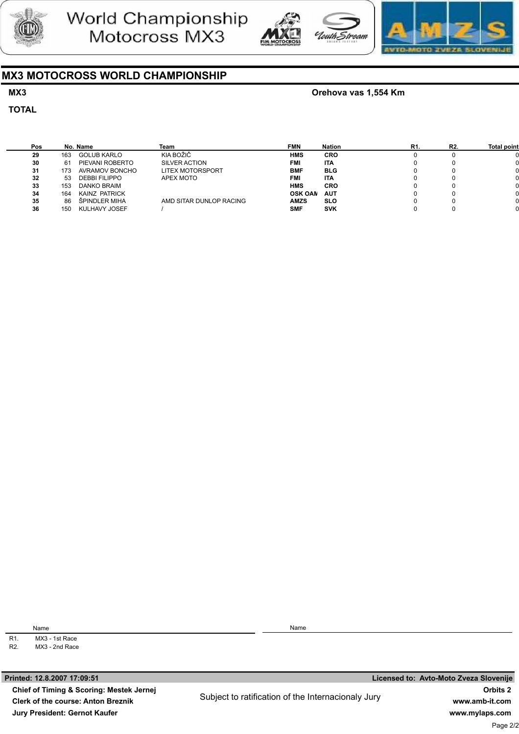## MX3 MOTOCROSS WORLD CHAMPIONSHIP

**MX3** **Orehova vas 1,554 Km**

**TOTAL**

| Pos | No. | Name | Team | FMN | Nation | R1. | R2. | Total point |
|---|---|---|---|---|---|---|---|---|
| 29 | 163 | GOLUB KARLO | KIA BOŽIČ | HMS | CRO | 0 | 0 | 0 |
| 30 | 61 | PIEVANI ROBERTO | SILVER ACTION | FMI | ITA | 0 | 0 | 0 |
| 31 | 173 | AVRAMOV BONCHO | LITEX MOTORSPORT | BMF | BLG | 0 | 0 | 0 |
| 32 | 53 | DEBBI FILIPPO | APEX MOTO | FMI | ITA | 0 | 0 | 0 |
| 33 | 153 | DANKO BRAIM | | HMS | CRO | 0 | 0 | 0 |
| 34 | 164 | KAINZ PATRICK | | OSK OAM | AUT | 0 | 0 | 0 |
| 35 | 86 | ŠPINDLER MIHA | AMD SITAR DUNLOP RACING | AMZS | SLO | 0 | 0 | 0 |
| 36 | 150 | KULHAVY JOSEF | / | SMF | SVK | 0 | 0 | 0 |

| | Name |
|---|---|
| R1. | MX3 - 1st Race |
| R2. | MX3 - 2nd Race |

Name

**Printed: 12.8.2007 17:09:51** **Licensed to: Avto-Moto Zveza Slovenije**

**Chief of Timing & Scoring: Mestek Jernej**
**Clerk of the course: Anton Breznik**
**Jury President: Gernot Kaufer**

Subject to ratification of the Internacionaly Jury

**Orbits 2**
**www.amb-it.com**
**www.mylaps.com**